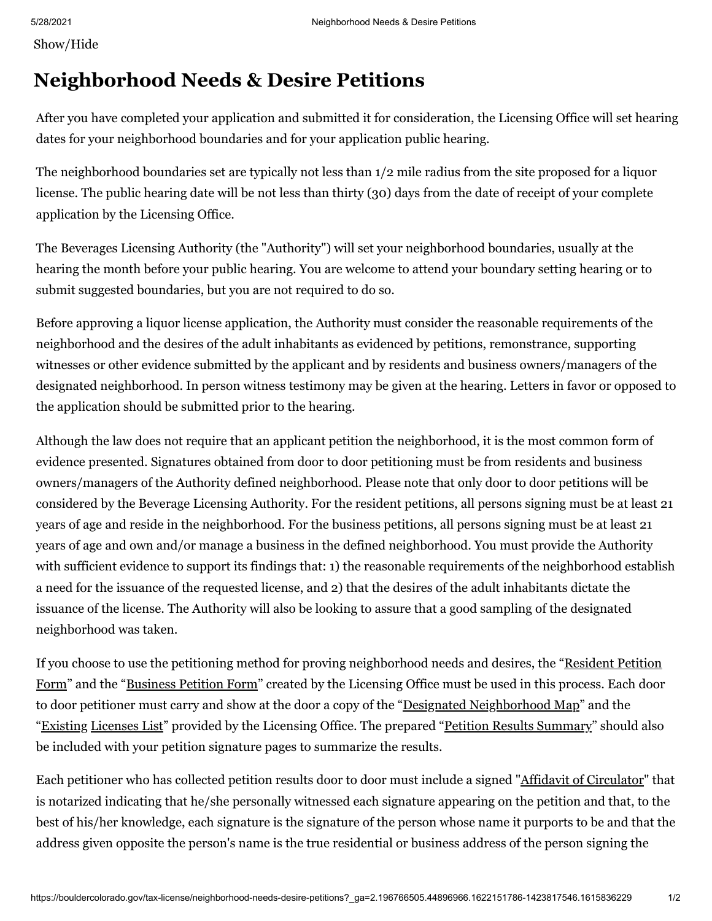Show/Hide

# Neighborhood Needs & Desire Petitions

After you have completed your application and submitted it for consideration, the Licensing Office will set hearing dates for your neighborhood boundaries and for your application public hearing.

The neighborhood boundaries set are typically not less than 1/2 mile radius from the site proposed for a liquor license. The public hearing date will be not less than thirty (30) days from the date of receipt of your complete application by the Licensing Office.

The Beverages Licensing Authority (the "Authority") will set your neighborhood boundaries, usually at the hearing the month before your public hearing. You are welcome to attend your boundary setting hearing or to submit suggested boundaries, but you are not required to do so.

Before approving a liquor license application, the Authority must consider the reasonable requirements of the neighborhood and the desires of the adult inhabitants as evidenced by petitions, remonstrance, supporting witnesses or other evidence submitted by the applicant and by residents and business owners/managers of the designated neighborhood. In person witness testimony may be given at the hearing. Letters in favor or opposed to the application should be submitted prior to the hearing.

Although the law does not require that an applicant petition the neighborhood, it is the most common form of evidence presented. Signatures obtained from door to door petitioning must be from residents and business owners/managers of the Authority defined neighborhood. Please note that only door to door petitions will be considered by the Beverage Licensing Authority. For the resident petitions, all persons signing must be at least 21 years of age and reside in the neighborhood. For the business petitions, all persons signing must be at least 21 years of age and own and/or manage a business in the defined neighborhood. You must provide the Authority with sufficient evidence to support its findings that: 1) the reasonable requirements of the neighborhood establish a need for the issuance of the requested license, and 2) that the desires of the adult inhabitants dictate the issuance of the license. The Authority will also be looking to assure that a good sampling of the designated neighborhood was taken.

If you choose to use the petitioning method for proving neighborhood needs and desires, the "Resident Petition Form" and the "Business Petition Form" created by the Licensing Office must be used in this process. Each door to door petitioner must carry and show at the door a copy of the "Designated Neighborhood Map" and the "Existing Licenses List" provided by the Licensing Office. The prepared "Petition Results Summary" should also be included with your petition signature pages to summarize the results.

Each petitioner who has collected petition results door to door must include a signed "Affidavit of Circulator" that is notarized indicating that he/she personally witnessed each signature appearing on the petition and that, to the best of his/her knowledge, each signature is the signature of the person whose name it purports to be and that the address given opposite the person's name is the true residential or business address of the person signing the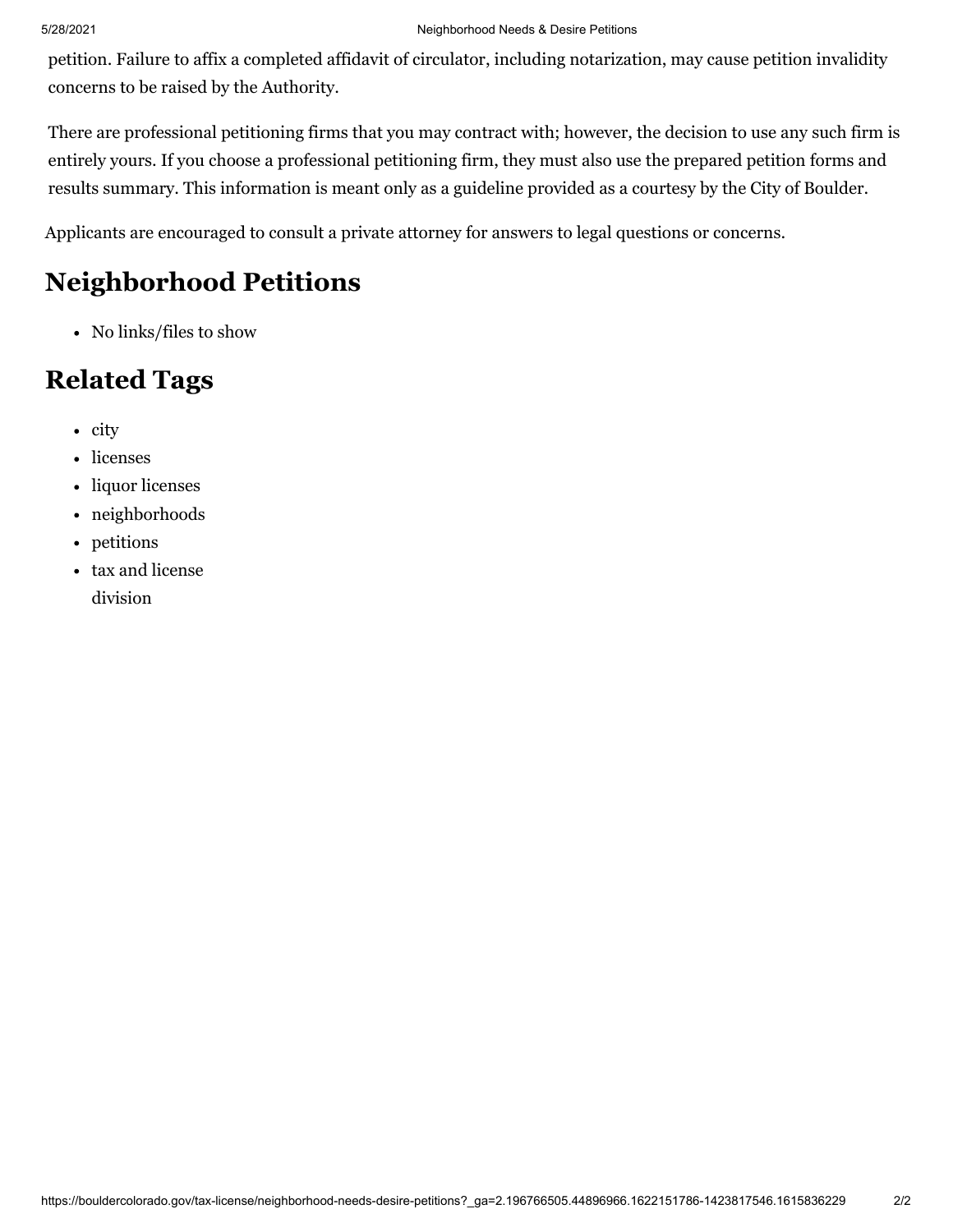petition. Failure to affix a completed affidavit of circulator, including notarization, may cause petition invalidity concerns to be raised by the Authority.

There are professional petitioning firms that you may contract with; however, the decision to use any such firm is entirely yours. If you choose a professional petitioning firm, they must also use the prepared petition forms and results summary. This information is meant only as a guideline provided as a courtesy by the City of Boulder.

Applicants are encouraged to consult a private attorney for answers to legal questions or concerns.

## Neighborhood Petitions

- No links/files to show

## Related Tags

- city
- licenses
- liquor licenses
- neighborhoods
- petitions
- tax and license division